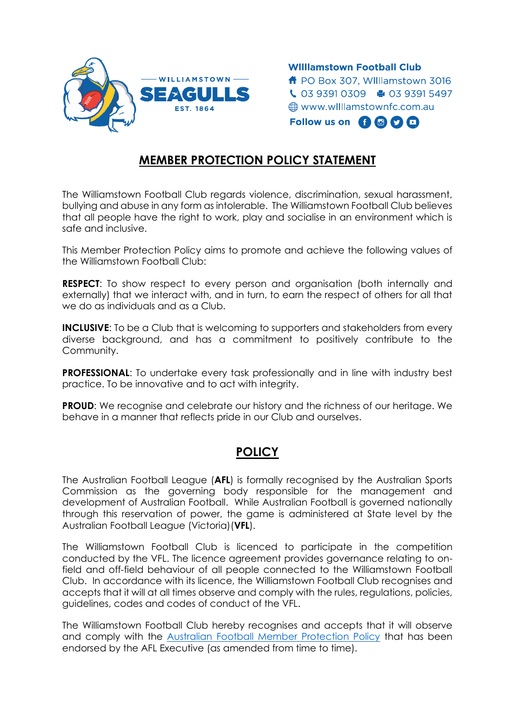**WIlliamstown Football Club**
PO Box 307, WIlliamstown 3016
03 9391 0309 03 9391 5497
www.wIlliamstownfc.com.au
Follow us on

# MEMBER PROTECTION POLICY STATEMENT

The Williamstown Football Club regards violence, discrimination, sexual harassment, bullying and abuse in any form as intolerable. The Williamstown Football Club believes that all people have the right to work, play and socialise in an environment which is safe and inclusive.

This Member Protection Policy aims to promote and achieve the following values of the Williamstown Football Club:

**RESPECT**: To show respect to every person and organisation (both internally and externally) that we interact with, and in turn, to earn the respect of others for all that we do as individuals and as a Club.

**INCLUSIVE**: To be a Club that is welcoming to supporters and stakeholders from every diverse background, and has a commitment to positively contribute to the Community.

**PROFESSIONAL**: To undertake every task professionally and in line with industry best practice. To be innovative and to act with integrity.

**PROUD**: We recognise and celebrate our history and the richness of our heritage. We behave in a manner that reflects pride in our Club and ourselves.

# POLICY

The Australian Football League (**AFL**) is formally recognised by the Australian Sports Commission as the governing body responsible for the management and development of Australian Football. While Australian Football is governed nationally through this reservation of power, the game is administered at State level by the Australian Football League (Victoria)(**VFL**).

The Williamstown Football Club is licenced to participate in the competition conducted by the VFL. The licence agreement provides governance relating to on-field and off-field behaviour of all people connected to the Williamstown Football Club. In accordance with its licence, the Williamstown Football Club recognises and accepts that it will at all times observe and comply with the rules, regulations, policies, guidelines, codes and codes of conduct of the VFL.

The Williamstown Football Club hereby recognises and accepts that it will observe and comply with the Australian Football Member Protection Policy that has been endorsed by the AFL Executive (as amended from time to time).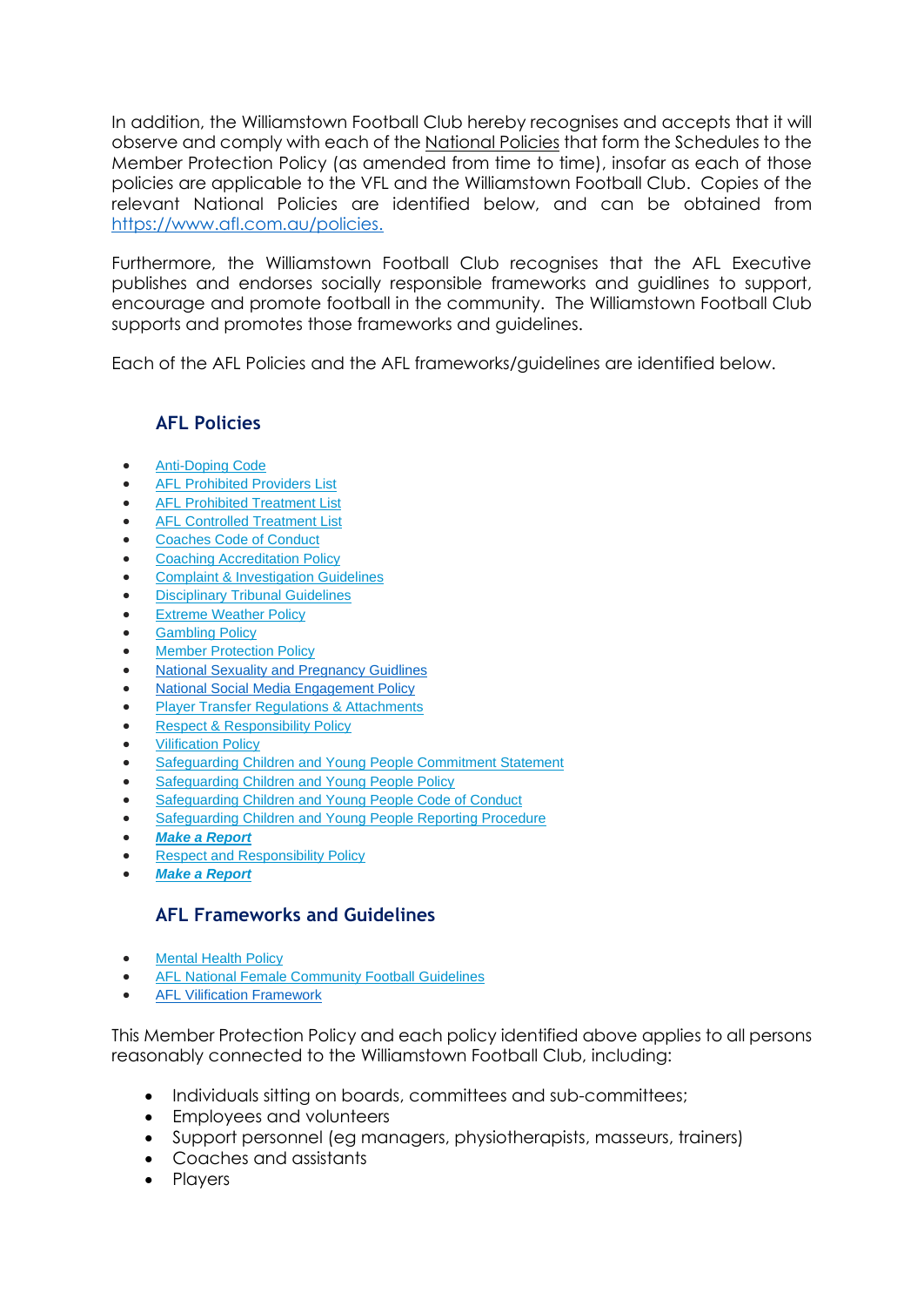In addition, the Williamstown Football Club hereby recognises and accepts that it will observe and comply with each of the National Policies that form the Schedules to the Member Protection Policy (as amended from time to time), insofar as each of those policies are applicable to the VFL and the Williamstown Football Club. Copies of the relevant National Policies are identified below, and can be obtained from https://www.afl.com.au/policies.

Furthermore, the Williamstown Football Club recognises that the AFL Executive publishes and endorses socially responsible frameworks and guidlines to support, encourage and promote football in the community. The Williamstown Football Club supports and promotes those frameworks and guidelines.

Each of the AFL Policies and the AFL frameworks/guidelines are identified below.

### AFL Policies

- Anti-Doping Code
- AFL Prohibited Providers List
- AFL Prohibited Treatment List
- AFL Controlled Treatment List
- Coaches Code of Conduct
- Coaching Accreditation Policy
- Complaint & Investigation Guidelines
- Disciplinary Tribunal Guidelines
- Extreme Weather Policy
- Gambling Policy
- Member Protection Policy
- National Sexuality and Pregnancy Guidlines
- National Social Media Engagement Policy
- Player Transfer Regulations & Attachments
- Respect & Responsibility Policy
- Vilification Policy
- Safeguarding Children and Young People Commitment Statement
- Safeguarding Children and Young People Policy
- Safeguarding Children and Young People Code of Conduct
- Safeguarding Children and Young People Reporting Procedure
- ***Make a Report***
- Respect and Responsibility Policy
- ***Make a Report***

### AFL Frameworks and Guidelines

- Mental Health Policy
- AFL National Female Community Football Guidelines
- AFL Vilification Framework

This Member Protection Policy and each policy identified above applies to all persons reasonably connected to the Williamstown Football Club, including:

- Individuals sitting on boards, committees and sub-committees;
- Employees and volunteers
- Support personnel (eg managers, physiotherapists, masseurs, trainers)
- Coaches and assistants
- Players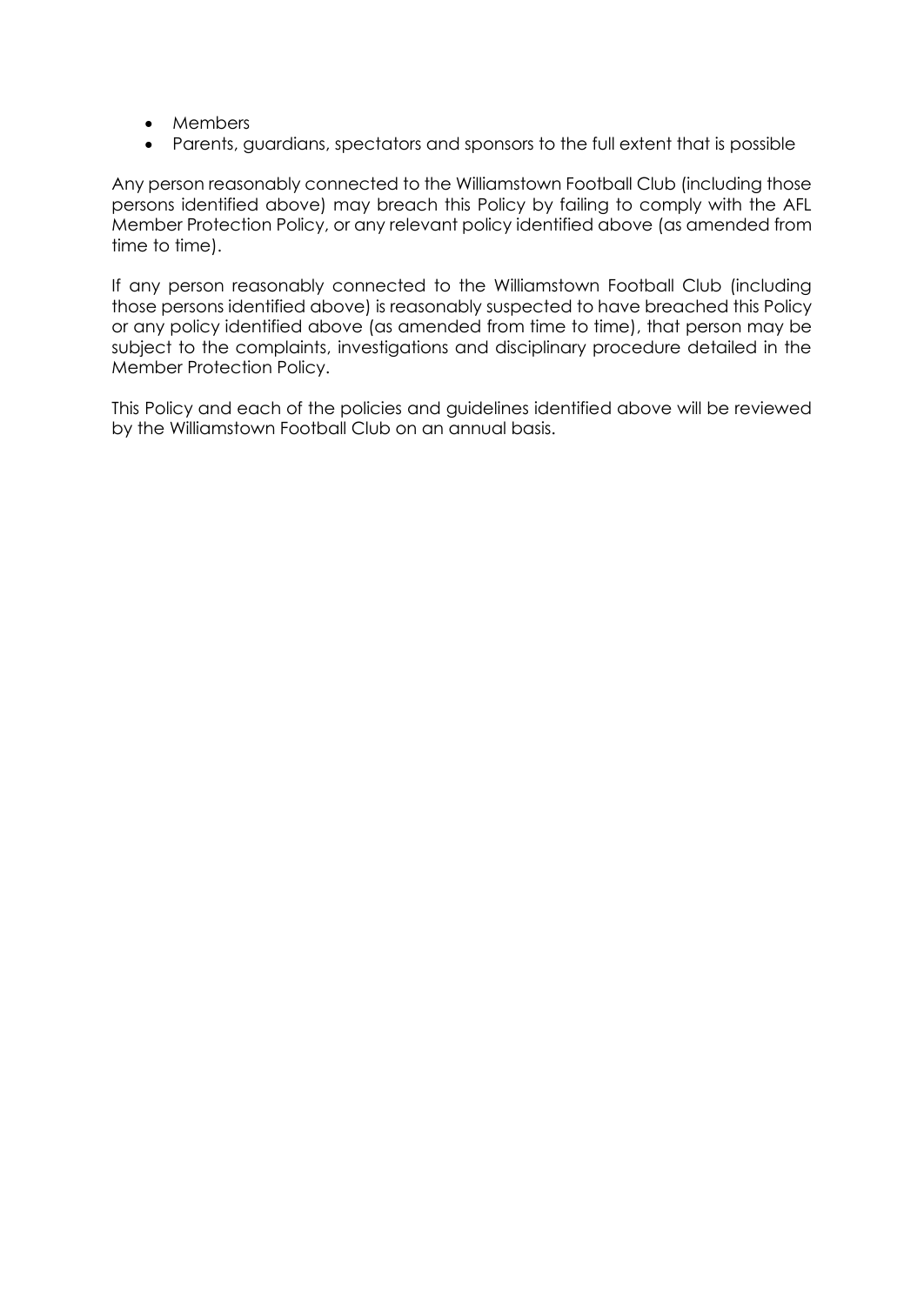- Members
- Parents, guardians, spectators and sponsors to the full extent that is possible

Any person reasonably connected to the Williamstown Football Club (including those persons identified above) may breach this Policy by failing to comply with the AFL Member Protection Policy, or any relevant policy identified above (as amended from time to time).

If any person reasonably connected to the Williamstown Football Club (including those persons identified above) is reasonably suspected to have breached this Policy or any policy identified above (as amended from time to time), that person may be subject to the complaints, investigations and disciplinary procedure detailed in the Member Protection Policy.

This Policy and each of the policies and guidelines identified above will be reviewed by the Williamstown Football Club on an annual basis.